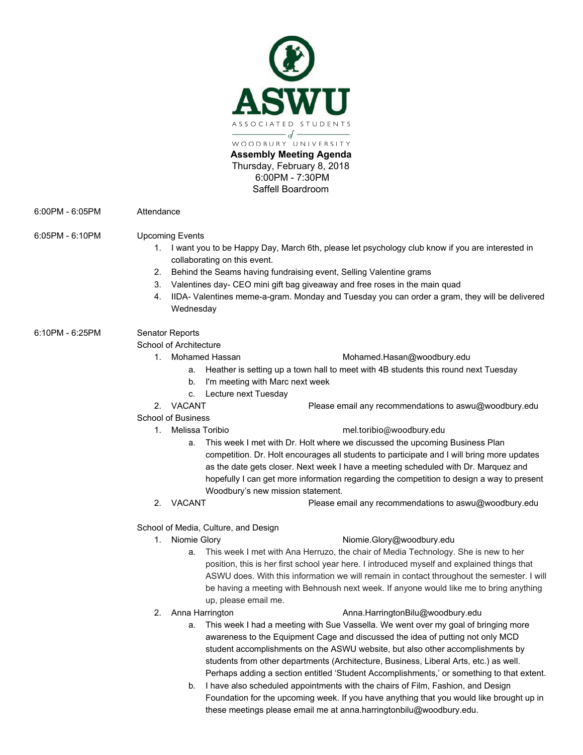# ASWU

ASSOCIATED STUDENTS
of
WOODBURY UNIVERSITY

**Assembly Meeting Agenda**
Thursday, February 8, 2018
6:00PM - 7:30PM
Saffell Boardroom

6:00PM - 6:05PM Attendance

6:05PM - 6:10PM Upcoming Events

1. I want you to be Happy Day, March 6th, please let psychology club know if you are interested in collaborating on this event.
2. Behind the Seams having fundraising event, Selling Valentine grams
3. Valentines day- CEO mini gift bag giveaway and free roses in the main quad
4. IIDA- Valentines meme-a-gram. Monday and Tuesday you can order a gram, they will be delivered Wednesday

6:10PM - 6:25PM Senator Reports

School of Architecture

1. Mohamed Hassan Mohamed.Hasan@woodbury.edu
   a. Heather is setting up a town hall to meet with 4B students this round next Tuesday
   b. I'm meeting with Marc next week
   c. Lecture next Tuesday
2. VACANT Please email any recommendations to aswu@woodbury.edu

School of Business

1. Melissa Toribio mel.toribio@woodbury.edu
   a. This week I met with Dr. Holt where we discussed the upcoming Business Plan competition. Dr. Holt encourages all students to participate and I will bring more updates as the date gets closer. Next week I have a meeting scheduled with Dr. Marquez and hopefully I can get more information regarding the competition to design a way to present Woodbury's new mission statement.
2. VACANT Please email any recommendations to aswu@woodbury.edu

School of Media, Culture, and Design

1. Niomie Glory Niomie.Glory@woodbury.edu
   a. This week I met with Ana Herruzo, the chair of Media Technology. She is new to her position, this is her first school year here. I introduced myself and explained things that ASWU does. With this information we will remain in contact throughout the semester. I will be having a meeting with Behnoush next week. If anyone would like me to bring anything up, please email me.
2. Anna Harrington Anna.HarringtonBilu@woodbury.edu
   a. This week I had a meeting with Sue Vassella. We went over my goal of bringing more awareness to the Equipment Cage and discussed the idea of putting not only MCD student accomplishments on the ASWU website, but also other accomplishments by students from other departments (Architecture, Business, Liberal Arts, etc.) as well. Perhaps adding a section entitled 'Student Accomplishments,' or something to that extent.
   b. I have also scheduled appointments with the chairs of Film, Fashion, and Design Foundation for the upcoming week. If you have anything that you would like brought up in these meetings please email me at anna.harringtonbilu@woodbury.edu.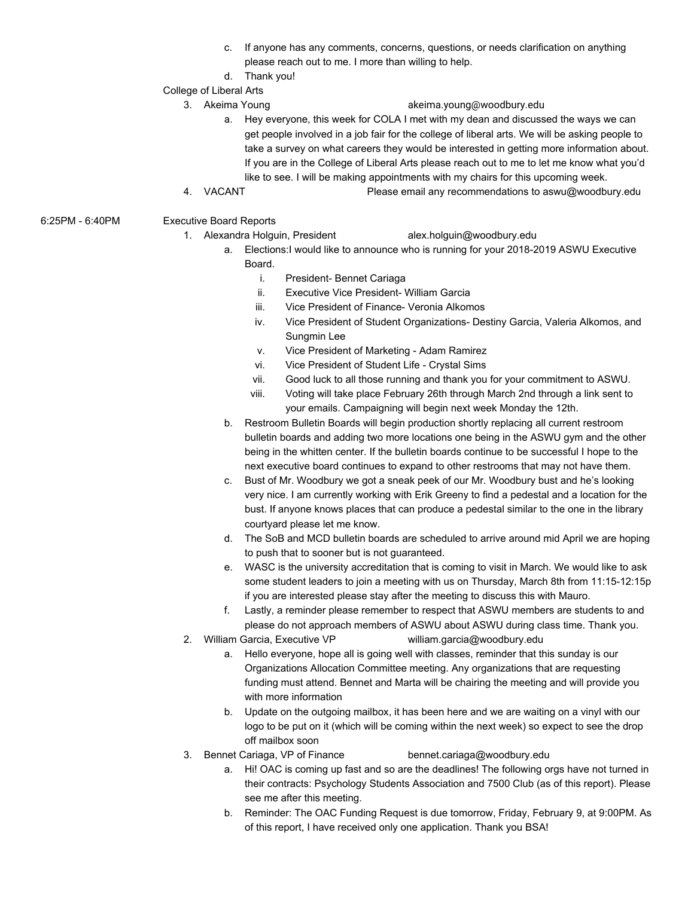c. If anyone has any comments, concerns, questions, or needs clarification on anything please reach out to me. I more than willing to help.

d. Thank you!

College of Liberal Arts

3. Akeima Young akeima.young@woodbury.edu
   a. Hey everyone, this week for COLA I met with my dean and discussed the ways we can get people involved in a job fair for the college of liberal arts. We will be asking people to take a survey on what careers they would be interested in getting more information about. If you are in the College of Liberal Arts please reach out to me to let me know what you'd like to see. I will be making appointments with my chairs for this upcoming week.
4. VACANT Please email any recommendations to aswu@woodbury.edu

6:25PM - 6:40PM Executive Board Reports

1. Alexandra Holguin, President alex.holguin@woodbury.edu
   a. Elections:I would like to announce who is running for your 2018-2019 ASWU Executive Board.
      i. President- Bennet Cariaga
      ii. Executive Vice President- William Garcia
      iii. Vice President of Finance- Veronia Alkomos
      iv. Vice President of Student Organizations- Destiny Garcia, Valeria Alkomos, and Sungmin Lee
      v. Vice President of Marketing - Adam Ramirez
      vi. Vice President of Student Life - Crystal Sims
      vii. Good luck to all those running and thank you for your commitment to ASWU.
      viii. Voting will take place February 26th through March 2nd through a link sent to your emails. Campaigning will begin next week Monday the 12th.
   b. Restroom Bulletin Boards will begin production shortly replacing all current restroom bulletin boards and adding two more locations one being in the ASWU gym and the other being in the whitten center. If the bulletin boards continue to be successful I hope to the next executive board continues to expand to other restrooms that may not have them.
   c. Bust of Mr. Woodbury we got a sneak peek of our Mr. Woodbury bust and he's looking very nice. I am currently working with Erik Greeny to find a pedestal and a location for the bust. If anyone knows places that can produce a pedestal similar to the one in the library courtyard please let me know.
   d. The SoB and MCD bulletin boards are scheduled to arrive around mid April we are hoping to push that to sooner but is not guaranteed.
   e. WASC is the university accreditation that is coming to visit in March. We would like to ask some student leaders to join a meeting with us on Thursday, March 8th from 11:15-12:15p if you are interested please stay after the meeting to discuss this with Mauro.
   f. Lastly, a reminder please remember to respect that ASWU members are students to and please do not approach members of ASWU about ASWU during class time. Thank you.
2. William Garcia, Executive VP william.garcia@woodbury.edu
   a. Hello everyone, hope all is going well with classes, reminder that this sunday is our Organizations Allocation Committee meeting. Any organizations that are requesting funding must attend. Bennet and Marta will be chairing the meeting and will provide you with more information
   b. Update on the outgoing mailbox, it has been here and we are waiting on a vinyl with our logo to be put on it (which will be coming within the next week) so expect to see the drop off mailbox soon
3. Bennet Cariaga, VP of Finance bennet.cariaga@woodbury.edu
   a. Hi! OAC is coming up fast and so are the deadlines! The following orgs have not turned in their contracts: Psychology Students Association and 7500 Club (as of this report). Please see me after this meeting.
   b. Reminder: The OAC Funding Request is due tomorrow, Friday, February 9, at 9:00PM. As of this report, I have received only one application. Thank you BSA!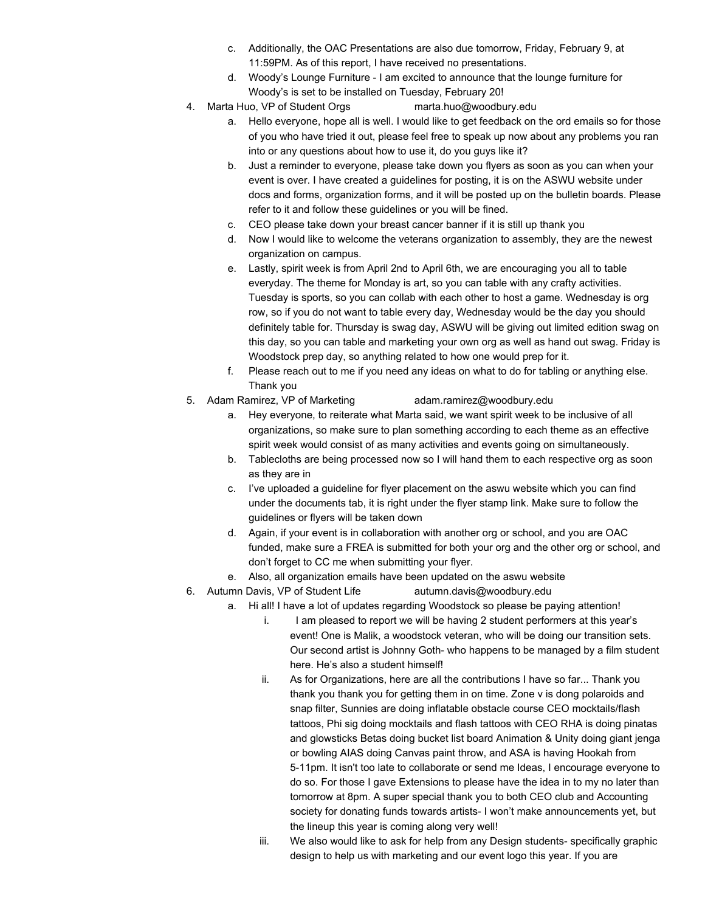c. Additionally, the OAC Presentations are also due tomorrow, Friday, February 9, at 11:59PM. As of this report, I have received no presentations.

d. Woody's Lounge Furniture - I am excited to announce that the lounge furniture for Woody's is set to be installed on Tuesday, February 20!

4. Marta Huo, VP of Student Orgs marta.huo@woodbury.edu
   a. Hello everyone, hope all is well. I would like to get feedback on the ord emails so for those of you who have tried it out, please feel free to speak up now about any problems you ran into or any questions about how to use it, do you guys like it?
   b. Just a reminder to everyone, please take down you flyers as soon as you can when your event is over. I have created a guidelines for posting, it is on the ASWU website under docs and forms, organization forms, and it will be posted up on the bulletin boards. Please refer to it and follow these guidelines or you will be fined.
   c. CEO please take down your breast cancer banner if it is still up thank you
   d. Now I would like to welcome the veterans organization to assembly, they are the newest organization on campus.
   e. Lastly, spirit week is from April 2nd to April 6th, we are encouraging you all to table everyday. The theme for Monday is art, so you can table with any crafty activities. Tuesday is sports, so you can collab with each other to host a game. Wednesday is org row, so if you do not want to table every day, Wednesday would be the day you should definitely table for. Thursday is swag day, ASWU will be giving out limited edition swag on this day, so you can table and marketing your own org as well as hand out swag. Friday is Woodstock prep day, so anything related to how one would prep for it.
   f. Please reach out to me if you need any ideas on what to do for tabling or anything else. Thank you

5. Adam Ramirez, VP of Marketing adam.ramirez@woodbury.edu
   a. Hey everyone, to reiterate what Marta said, we want spirit week to be inclusive of all organizations, so make sure to plan something according to each theme as an effective spirit week would consist of as many activities and events going on simultaneously.
   b. Tablecloths are being processed now so I will hand them to each respective org as soon as they are in
   c. I've uploaded a guideline for flyer placement on the aswu website which you can find under the documents tab, it is right under the flyer stamp link. Make sure to follow the guidelines or flyers will be taken down
   d. Again, if your event is in collaboration with another org or school, and you are OAC funded, make sure a FREA is submitted for both your org and the other org or school, and don't forget to CC me when submitting your flyer.
   e. Also, all organization emails have been updated on the aswu website

6. Autumn Davis, VP of Student Life autumn.davis@woodbury.edu
   a. Hi all! I have a lot of updates regarding Woodstock so please be paying attention!
      i. I am pleased to report we will be having 2 student performers at this year's event! One is Malik, a woodstock veteran, who will be doing our transition sets. Our second artist is Johnny Goth- who happens to be managed by a film student here. He's also a student himself!
      ii. As for Organizations, here are all the contributions I have so far... Thank you thank you thank you for getting them in on time. Zone v is dong polaroids and snap filter, Sunnies are doing inflatable obstacle course CEO mocktails/flash tattoos, Phi sig doing mocktails and flash tattoos with CEO RHA is doing pinatas and glowsticks Betas doing bucket list board Animation & Unity doing giant jenga or bowling AIAS doing Canvas paint throw, and ASA is having Hookah from 5-11pm. It isn't too late to collaborate or send me Ideas, I encourage everyone to do so. For those I gave Extensions to please have the idea in to my no later than tomorrow at 8pm. A super special thank you to both CEO club and Accounting society for donating funds towards artists- I won't make announcements yet, but the lineup this year is coming along very well!
      iii. We also would like to ask for help from any Design students- specifically graphic design to help us with marketing and our event logo this year. If you are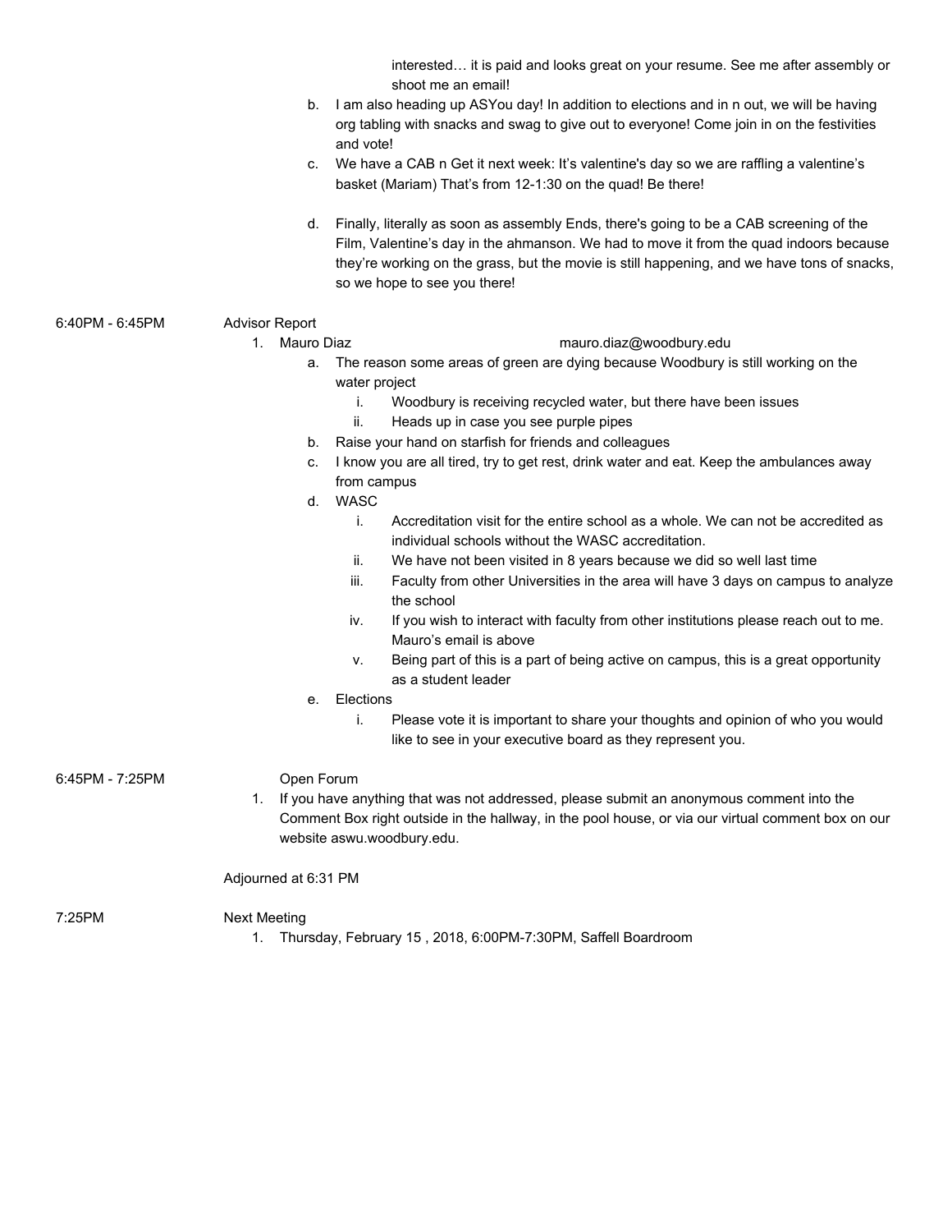interested… it is paid and looks great on your resume. See me after assembly or shoot me an email!

   b. I am also heading up ASYou day! In addition to elections and in n out, we will be having org tabling with snacks and swag to give out to everyone! Come join in on the festivities and vote!
   c. We have a CAB n Get it next week: It's valentine's day so we are raffling a valentine's basket (Mariam) That's from 12-1:30 on the quad! Be there!
   d. Finally, literally as soon as assembly Ends, there's going to be a CAB screening of the Film, Valentine's day in the ahmanson. We had to move it from the quad indoors because they're working on the grass, but the movie is still happening, and we have tons of snacks, so we hope to see you there!

6:40PM - 6:45PM Advisor Report

1. Mauro Diaz mauro.diaz@woodbury.edu
   a. The reason some areas of green are dying because Woodbury is still working on the water project
      i. Woodbury is receiving recycled water, but there have been issues
      ii. Heads up in case you see purple pipes
   b. Raise your hand on starfish for friends and colleagues
   c. I know you are all tired, try to get rest, drink water and eat. Keep the ambulances away from campus
   d. WASC
      i. Accreditation visit for the entire school as a whole. We can not be accredited as individual schools without the WASC accreditation.
      ii. We have not been visited in 8 years because we did so well last time
      iii. Faculty from other Universities in the area will have 3 days on campus to analyze the school
      iv. If you wish to interact with faculty from other institutions please reach out to me. Mauro's email is above
      v. Being part of this is a part of being active on campus, this is a great opportunity as a student leader
   e. Elections
      i. Please vote it is important to share your thoughts and opinion of who you would like to see in your executive board as they represent you.

6:45PM - 7:25PM Open Forum

1. If you have anything that was not addressed, please submit an anonymous comment into the Comment Box right outside in the hallway, in the pool house, or via our virtual comment box on our website aswu.woodbury.edu.

Adjourned at 6:31 PM

7:25PM Next Meeting

1. Thursday, February 15 , 2018, 6:00PM-7:30PM, Saffell Boardroom